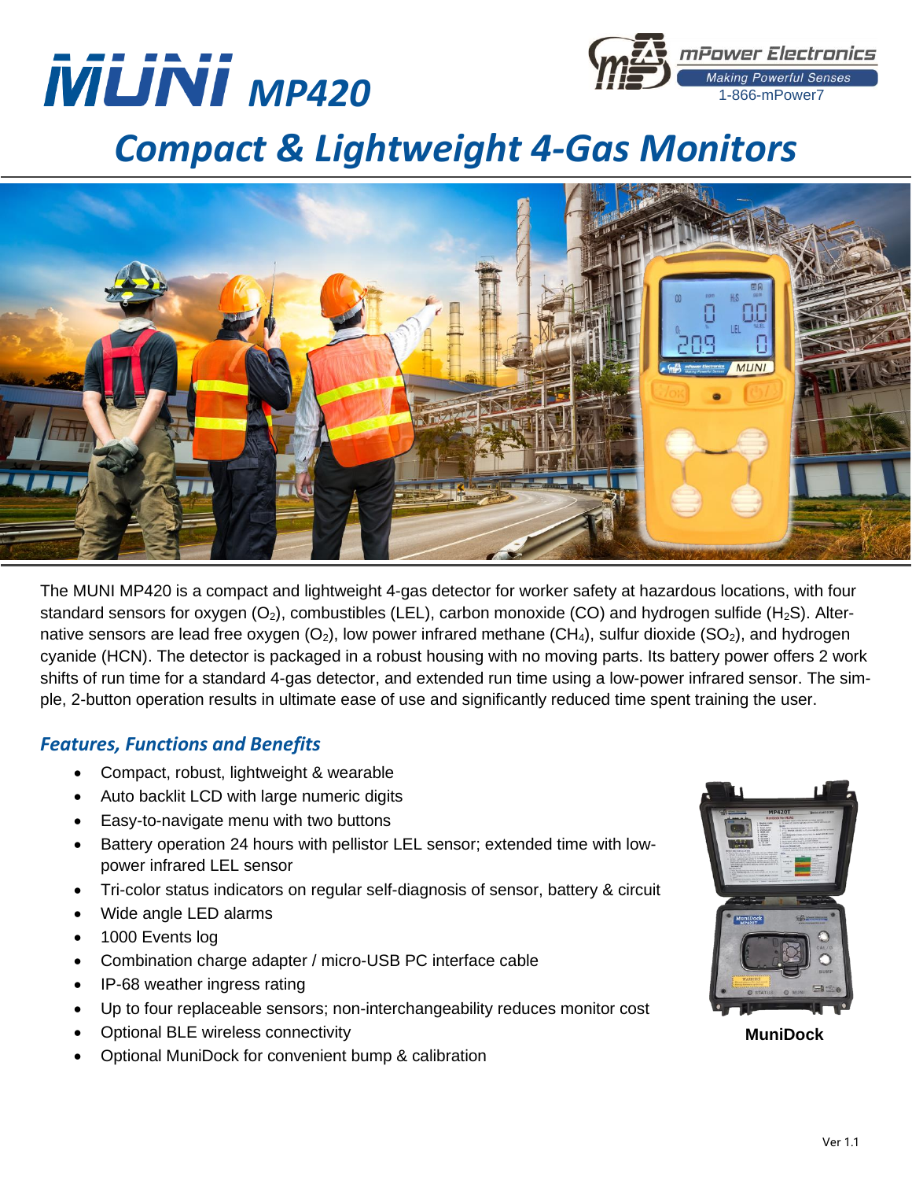# MUNI MP420

mPower Electronics
Making Powerful Senses
1-866-mPower7

## Compact & Lightweight 4-Gas Monitors

The MUNI MP420 is a compact and lightweight 4-gas detector for worker safety at hazardous locations, with four standard sensors for oxygen ($O_2$), combustibles (LEL), carbon monoxide (CO) and hydrogen sulfide ($H_2S$). Alternative sensors are lead free oxygen ($O_2$), low power infrared methane ($CH_4$), sulfur dioxide ($SO_2$), and hydrogen cyanide (HCN). The detector is packaged in a robust housing with no moving parts. Its battery power offers 2 work shifts of run time for a standard 4-gas detector, and extended run time using a low-power infrared sensor. The simple, 2-button operation results in ultimate ease of use and significantly reduced time spent training the user.

### *Features, Functions and Benefits*

- Compact, robust, lightweight & wearable
- Auto backlit LCD with large numeric digits
- Easy-to-navigate menu with two buttons
- Battery operation 24 hours with pellistor LEL sensor; extended time with low-power infrared LEL sensor
- Tri-color status indicators on regular self-diagnosis of sensor, battery & circuit
- Wide angle LED alarms
- 1000 Events log
- Combination charge adapter / micro-USB PC interface cable
- IP-68 weather ingress rating
- Up to four replaceable sensors; non-interchangeability reduces monitor cost
- Optional BLE wireless connectivity
- Optional MuniDock for convenient bump & calibration

**MuniDock**

Ver 1.1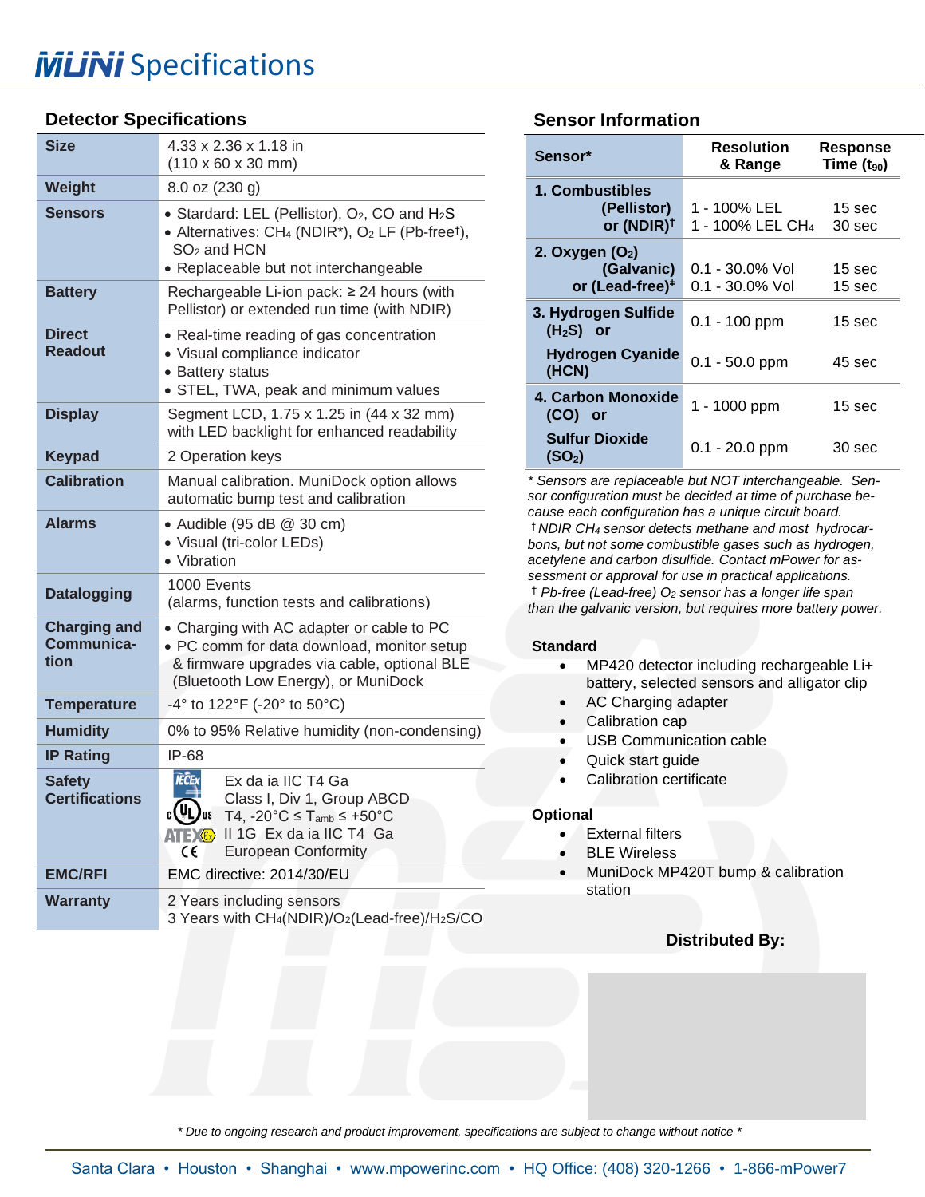# MUNI Specifications

## Detector Specifications

| | |
|---|---|
| **Size** | 4.33 x 2.36 x 1.18 in (110 x 60 x 30 mm) |
| **Weight** | 8.0 oz (230 g) |
| **Sensors** | • Stardard: LEL (Pellistor), $O_2$, CO and $H_2S$<br>• Alternatives: $CH_4$ (NDIR*), $O_2$ LF (Pb-free†), $SO_2$ and HCN<br>• Replaceable but not interchangeable |
| **Battery** | Rechargeable Li-ion pack: ≥ 24 hours (with Pellistor) or extended run time (with NDIR) |
| **Direct Readout** | • Real-time reading of gas concentration<br>• Visual compliance indicator<br>• Battery status<br>• STEL, TWA, peak and minimum values |
| **Display** | Segment LCD, 1.75 x 1.25 in (44 x 32 mm) with LED backlight for enhanced readability |
| **Keypad** | 2 Operation keys |
| **Calibration** | Manual calibration. MuniDock option allows automatic bump test and calibration |
| **Alarms** | • Audible (95 dB @ 30 cm)<br>• Visual (tri-color LEDs)<br>• Vibration |
| **Datalogging** | 1000 Events (alarms, function tests and calibrations) |
| **Charging and Communication** | • Charging with AC adapter or cable to PC<br>• PC comm for data download, monitor setup & firmware upgrades via cable, optional BLE (Bluetooth Low Energy), or MuniDock |
| **Temperature** | -4° to 122°F (-20° to 50°C) |
| **Humidity** | 0% to 95% Relative humidity (non-condensing) |
| **IP Rating** | IP-68 |
| **Safety Certifications** | IECEx: Ex da ia IIC T4 Ga<br>cULus: Class I, Div 1, Group ABCD T4, -20°C ≤ $T_{amb}$ ≤ +50°C<br>ATEX: II 1G Ex da ia IIC T4 Ga<br>CE: European Conformity |
| **EMC/RFI** | EMC directive: 2014/30/EU |
| **Warranty** | 2 Years including sensors<br>3 Years with $CH_4$(NDIR)/$O_2$(Lead-free)/$H_2S$/CO |

## Sensor Information

| Sensor* | Resolution & Range | Response Time ($t_{90}$) |
|---|---|---|
| **1. Combustibles (Pellistor)** | 1 - 100% LEL | 15 sec |
| **or (NDIR)†** | 1 - 100% LEL $CH_4$ | 30 sec |
| **2. Oxygen ($O_2$) (Galvanic)** | 0.1 - 30.0% Vol | 15 sec |
| **or (Lead-free)‡** | 0.1 - 30.0% Vol | 15 sec |
| **3. Hydrogen Sulfide ($H_2S$) or** | 0.1 - 100 ppm | 15 sec |
| **Hydrogen Cyanide (HCN)** | 0.1 - 50.0 ppm | 45 sec |
| **4. Carbon Monoxide (CO) or** | 1 - 1000 ppm | 15 sec |
| **Sulfur Dioxide ($SO_2$)** | 0.1 - 20.0 ppm | 30 sec |

*\* Sensors are replaceable but NOT interchangeable. Sensor configuration must be decided at time of purchase because each configuration has a unique circuit board.*

*† NDIR $CH_4$ sensor detects methane and most hydrocarbons, but not some combustible gases such as hydrogen, acetylene and carbon disulfide. Contact mPower for assessment or approval for use in practical applications.*

*‡ Pb-free (Lead-free) $O_2$ sensor has a longer life span than the galvanic version, but requires more battery power.*

### Standard

- MP420 detector including rechargeable Li+ battery, selected sensors and alligator clip
- AC Charging adapter
- Calibration cap
- USB Communication cable
- Quick start guide
- Calibration certificate

### Optional

- External filters
- BLE Wireless
- MuniDock MP420T bump & calibration station

**Distributed By:**

*\* Due to ongoing research and product improvement, specifications are subject to change without notice \**

Santa Clara • Houston • Shanghai • www.mpowerinc.com • HQ Office: (408) 320-1266 • 1-866-mPower7